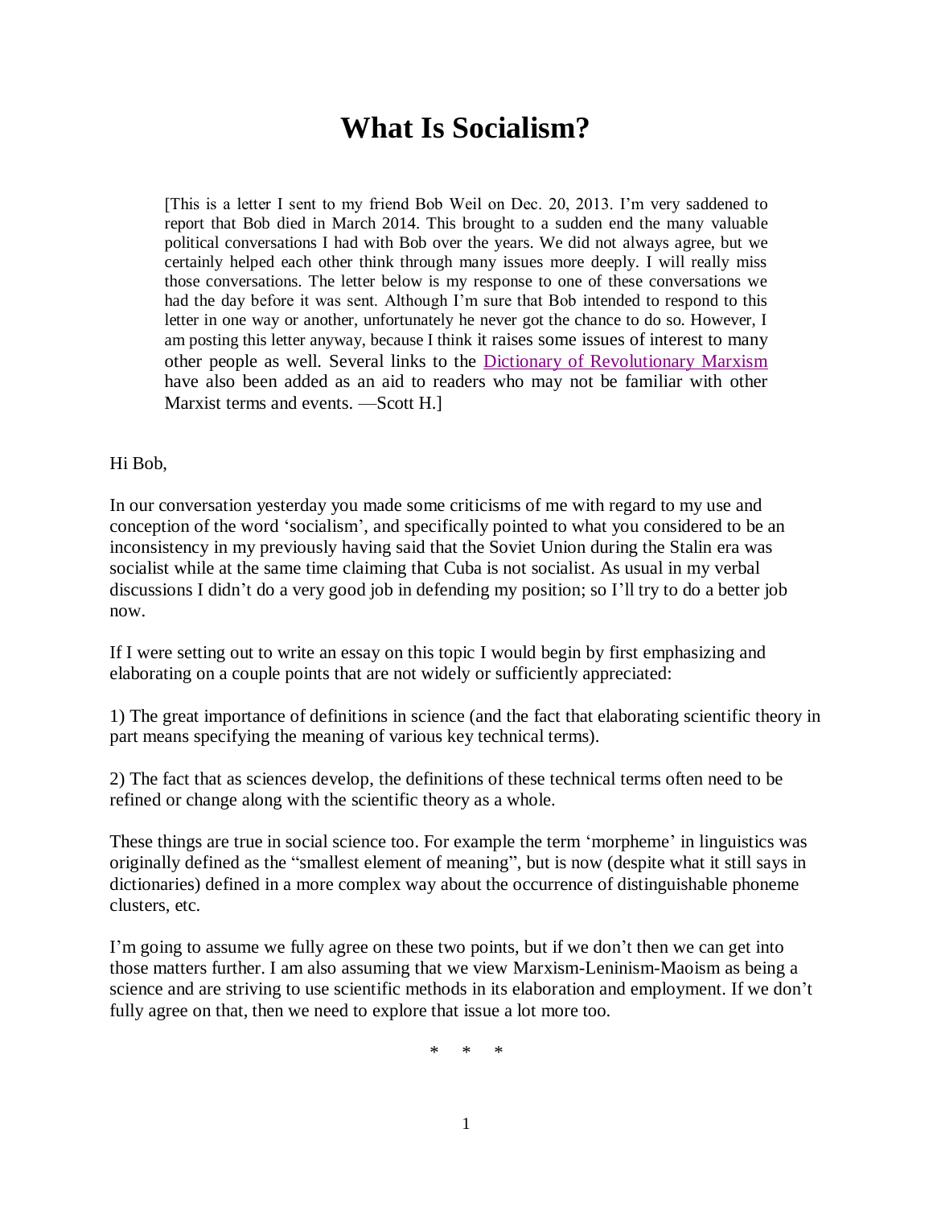# What Is Socialism?

> [This is a letter I sent to my friend Bob Weil on Dec. 20, 2013. I'm very saddened to report that Bob died in March 2014. This brought to a sudden end the many valuable political conversations I had with Bob over the years. We did not always agree, but we certainly helped each other think through many issues more deeply. I will really miss those conversations. The letter below is my response to one of these conversations we had the day before it was sent. Although I'm sure that Bob intended to respond to this letter in one way or another, unfortunately he never got the chance to do so. However, I am posting this letter anyway, because I think it raises some issues of interest to many other people as well. Several links to the Dictionary of Revolutionary Marxism have also been added as an aid to readers who may not be familiar with other Marxist terms and events. —Scott H.]

Hi Bob,

In our conversation yesterday you made some criticisms of me with regard to my use and conception of the word 'socialism', and specifically pointed to what you considered to be an inconsistency in my previously having said that the Soviet Union during the Stalin era was socialist while at the same time claiming that Cuba is not socialist. As usual in my verbal discussions I didn't do a very good job in defending my position; so I'll try to do a better job now.

If I were setting out to write an essay on this topic I would begin by first emphasizing and elaborating on a couple points that are not widely or sufficiently appreciated:

1) The great importance of definitions in science (and the fact that elaborating scientific theory in part means specifying the meaning of various key technical terms).

2) The fact that as sciences develop, the definitions of these technical terms often need to be refined or change along with the scientific theory as a whole.

These things are true in social science too. For example the term 'morpheme' in linguistics was originally defined as the "smallest element of meaning", but is now (despite what it still says in dictionaries) defined in a more complex way about the occurrence of distinguishable phoneme clusters, etc.

I'm going to assume we fully agree on these two points, but if we don't then we can get into those matters further. I am also assuming that we view Marxism-Leninism-Maoism as being a science and are striving to use scientific methods in its elaboration and employment. If we don't fully agree on that, then we need to explore that issue a lot more too.

\* \* \*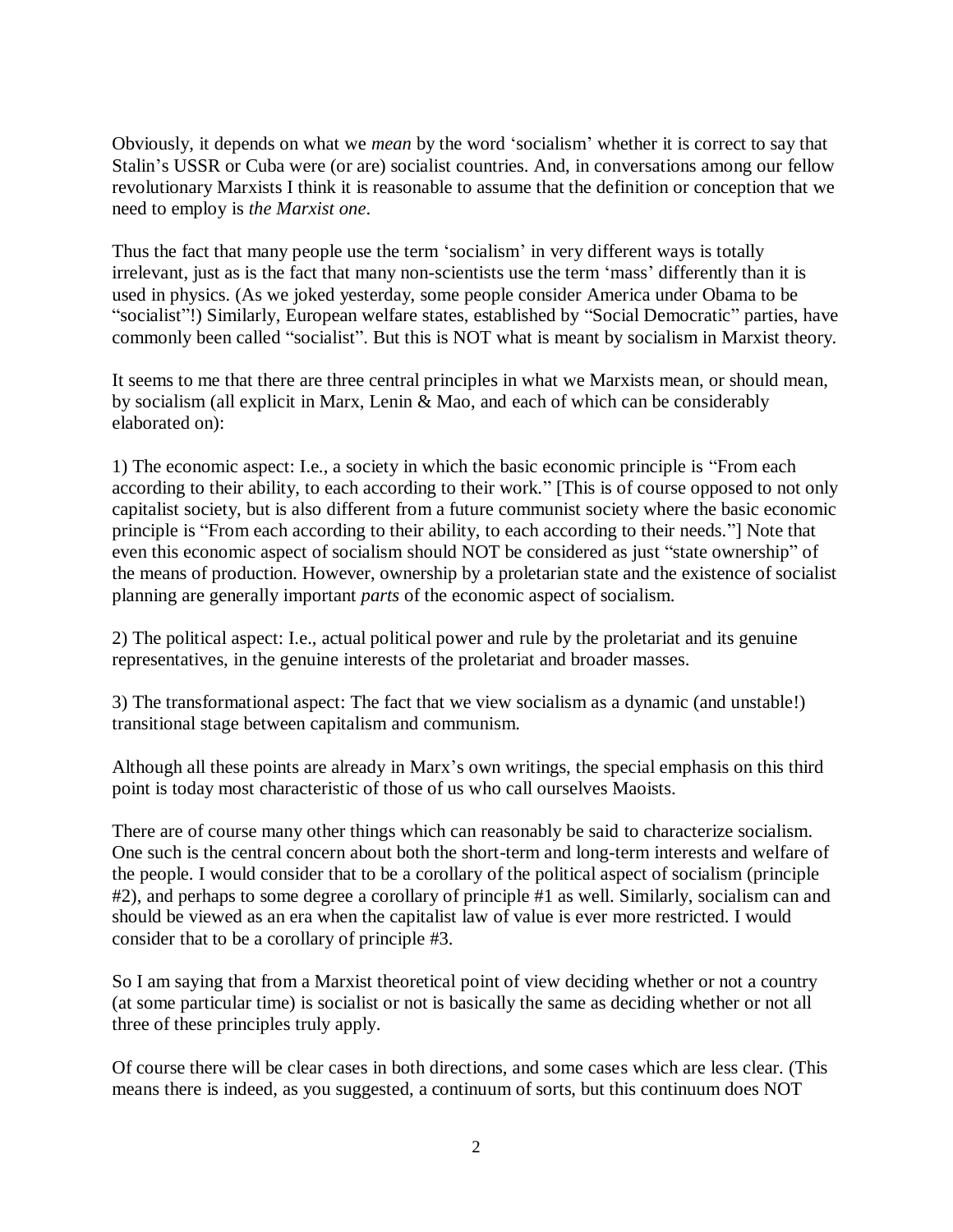Obviously, it depends on what we *mean* by the word 'socialism' whether it is correct to say that Stalin's USSR or Cuba were (or are) socialist countries. And, in conversations among our fellow revolutionary Marxists I think it is reasonable to assume that the definition or conception that we need to employ is *the Marxist one*.

Thus the fact that many people use the term 'socialism' in very different ways is totally irrelevant, just as is the fact that many non-scientists use the term 'mass' differently than it is used in physics. (As we joked yesterday, some people consider America under Obama to be "socialist"!) Similarly, European welfare states, established by "Social Democratic" parties, have commonly been called "socialist". But this is NOT what is meant by socialism in Marxist theory.

It seems to me that there are three central principles in what we Marxists mean, or should mean, by socialism (all explicit in Marx, Lenin & Mao, and each of which can be considerably elaborated on):

1) The economic aspect: I.e., a society in which the basic economic principle is "From each according to their ability, to each according to their work." [This is of course opposed to not only capitalist society, but is also different from a future communist society where the basic economic principle is "From each according to their ability, to each according to their needs."] Note that even this economic aspect of socialism should NOT be considered as just "state ownership" of the means of production. However, ownership by a proletarian state and the existence of socialist planning are generally important *parts* of the economic aspect of socialism.

2) The political aspect: I.e., actual political power and rule by the proletariat and its genuine representatives, in the genuine interests of the proletariat and broader masses.

3) The transformational aspect: The fact that we view socialism as a dynamic (and unstable!) transitional stage between capitalism and communism.

Although all these points are already in Marx's own writings, the special emphasis on this third point is today most characteristic of those of us who call ourselves Maoists.

There are of course many other things which can reasonably be said to characterize socialism. One such is the central concern about both the short-term and long-term interests and welfare of the people. I would consider that to be a corollary of the political aspect of socialism (principle #2), and perhaps to some degree a corollary of principle #1 as well. Similarly, socialism can and should be viewed as an era when the capitalist law of value is ever more restricted. I would consider that to be a corollary of principle #3.

So I am saying that from a Marxist theoretical point of view deciding whether or not a country (at some particular time) is socialist or not is basically the same as deciding whether or not all three of these principles truly apply.

Of course there will be clear cases in both directions, and some cases which are less clear. (This means there is indeed, as you suggested, a continuum of sorts, but this continuum does NOT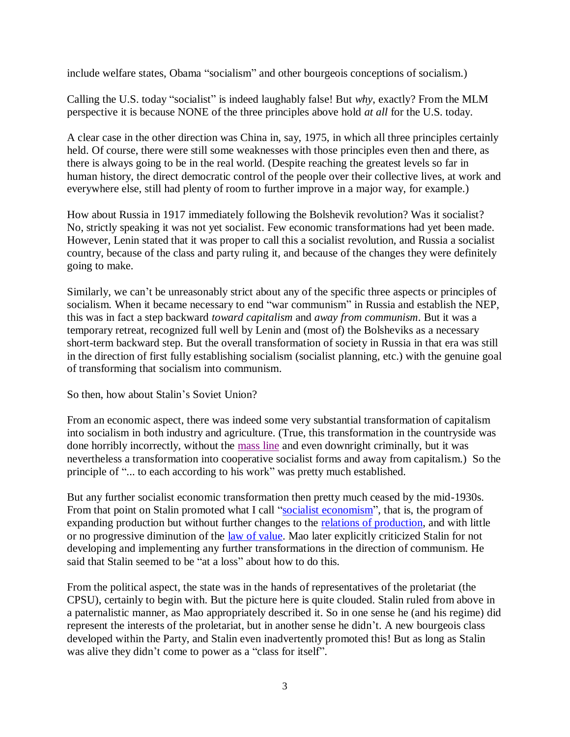include welfare states, Obama "socialism" and other bourgeois conceptions of socialism.)

Calling the U.S. today "socialist" is indeed laughably false! But *why*, exactly? From the MLM perspective it is because NONE of the three principles above hold *at all* for the U.S. today.

A clear case in the other direction was China in, say, 1975, in which all three principles certainly held. Of course, there were still some weaknesses with those principles even then and there, as there is always going to be in the real world. (Despite reaching the greatest levels so far in human history, the direct democratic control of the people over their collective lives, at work and everywhere else, still had plenty of room to further improve in a major way, for example.)

How about Russia in 1917 immediately following the Bolshevik revolution? Was it socialist? No, strictly speaking it was not yet socialist. Few economic transformations had yet been made. However, Lenin stated that it was proper to call this a socialist revolution, and Russia a socialist country, because of the class and party ruling it, and because of the changes they were definitely going to make.

Similarly, we can't be unreasonably strict about any of the specific three aspects or principles of socialism. When it became necessary to end "war communism" in Russia and establish the NEP, this was in fact a step backward *toward capitalism* and *away from communism*. But it was a temporary retreat, recognized full well by Lenin and (most of) the Bolsheviks as a necessary short-term backward step. But the overall transformation of society in Russia in that era was still in the direction of first fully establishing socialism (socialist planning, etc.) with the genuine goal of transforming that socialism into communism.

So then, how about Stalin's Soviet Union?

From an economic aspect, there was indeed some very substantial transformation of capitalism into socialism in both industry and agriculture. (True, this transformation in the countryside was done horribly incorrectly, without the mass line and even downright criminally, but it was nevertheless a transformation into cooperative socialist forms and away from capitalism.) So the principle of "... to each according to his work" was pretty much established.

But any further socialist economic transformation then pretty much ceased by the mid-1930s. From that point on Stalin promoted what I call "socialist economism", that is, the program of expanding production but without further changes to the relations of production, and with little or no progressive diminution of the law of value. Mao later explicitly criticized Stalin for not developing and implementing any further transformations in the direction of communism. He said that Stalin seemed to be "at a loss" about how to do this.

From the political aspect, the state was in the hands of representatives of the proletariat (the CPSU), certainly to begin with. But the picture here is quite clouded. Stalin ruled from above in a paternalistic manner, as Mao appropriately described it. So in one sense he (and his regime) did represent the interests of the proletariat, but in another sense he didn't. A new bourgeois class developed within the Party, and Stalin even inadvertently promoted this! But as long as Stalin was alive they didn't come to power as a "class for itself".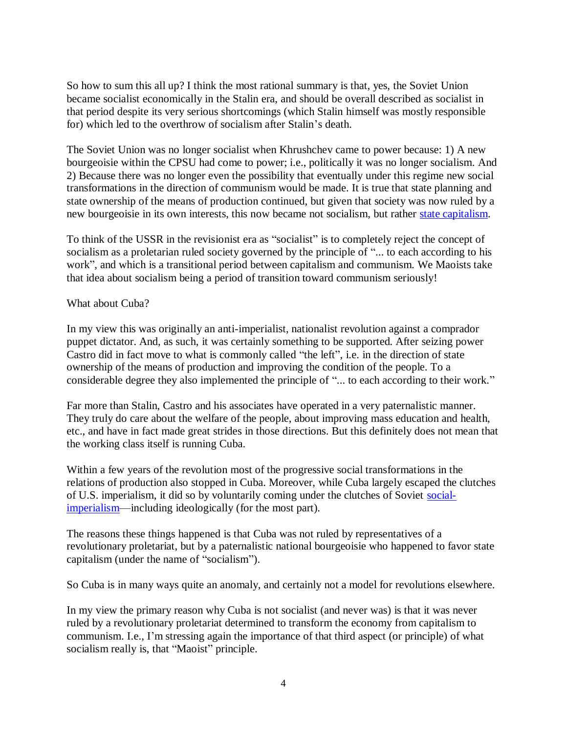So how to sum this all up? I think the most rational summary is that, yes, the Soviet Union became socialist economically in the Stalin era, and should be overall described as socialist in that period despite its very serious shortcomings (which Stalin himself was mostly responsible for) which led to the overthrow of socialism after Stalin's death.

The Soviet Union was no longer socialist when Khrushchev came to power because: 1) A new bourgeoisie within the CPSU had come to power; i.e., politically it was no longer socialism. And 2) Because there was no longer even the possibility that eventually under this regime new social transformations in the direction of communism would be made. It is true that state planning and state ownership of the means of production continued, but given that society was now ruled by a new bourgeoisie in its own interests, this now became not socialism, but rather [state capitalism](#).

To think of the USSR in the revisionist era as "socialist" is to completely reject the concept of socialism as a proletarian ruled society governed by the principle of "... to each according to his work", and which is a transitional period between capitalism and communism. We Maoists take that idea about socialism being a period of transition toward communism seriously!

What about Cuba?

In my view this was originally an anti-imperialist, nationalist revolution against a comprador puppet dictator. And, as such, it was certainly something to be supported. After seizing power Castro did in fact move to what is commonly called "the left", i.e. in the direction of state ownership of the means of production and improving the condition of the people. To a considerable degree they also implemented the principle of "... to each according to their work."

Far more than Stalin, Castro and his associates have operated in a very paternalistic manner. They truly do care about the welfare of the people, about improving mass education and health, etc., and have in fact made great strides in those directions. But this definitely does not mean that the working class itself is running Cuba.

Within a few years of the revolution most of the progressive social transformations in the relations of production also stopped in Cuba. Moreover, while Cuba largely escaped the clutches of U.S. imperialism, it did so by voluntarily coming under the clutches of Soviet [social-imperialism](#)—including ideologically (for the most part).

The reasons these things happened is that Cuba was not ruled by representatives of a revolutionary proletariat, but by a paternalistic national bourgeoisie who happened to favor state capitalism (under the name of "socialism").

So Cuba is in many ways quite an anomaly, and certainly not a model for revolutions elsewhere.

In my view the primary reason why Cuba is not socialist (and never was) is that it was never ruled by a revolutionary proletariat determined to transform the economy from capitalism to communism. I.e., I'm stressing again the importance of that third aspect (or principle) of what socialism really is, that "Maoist" principle.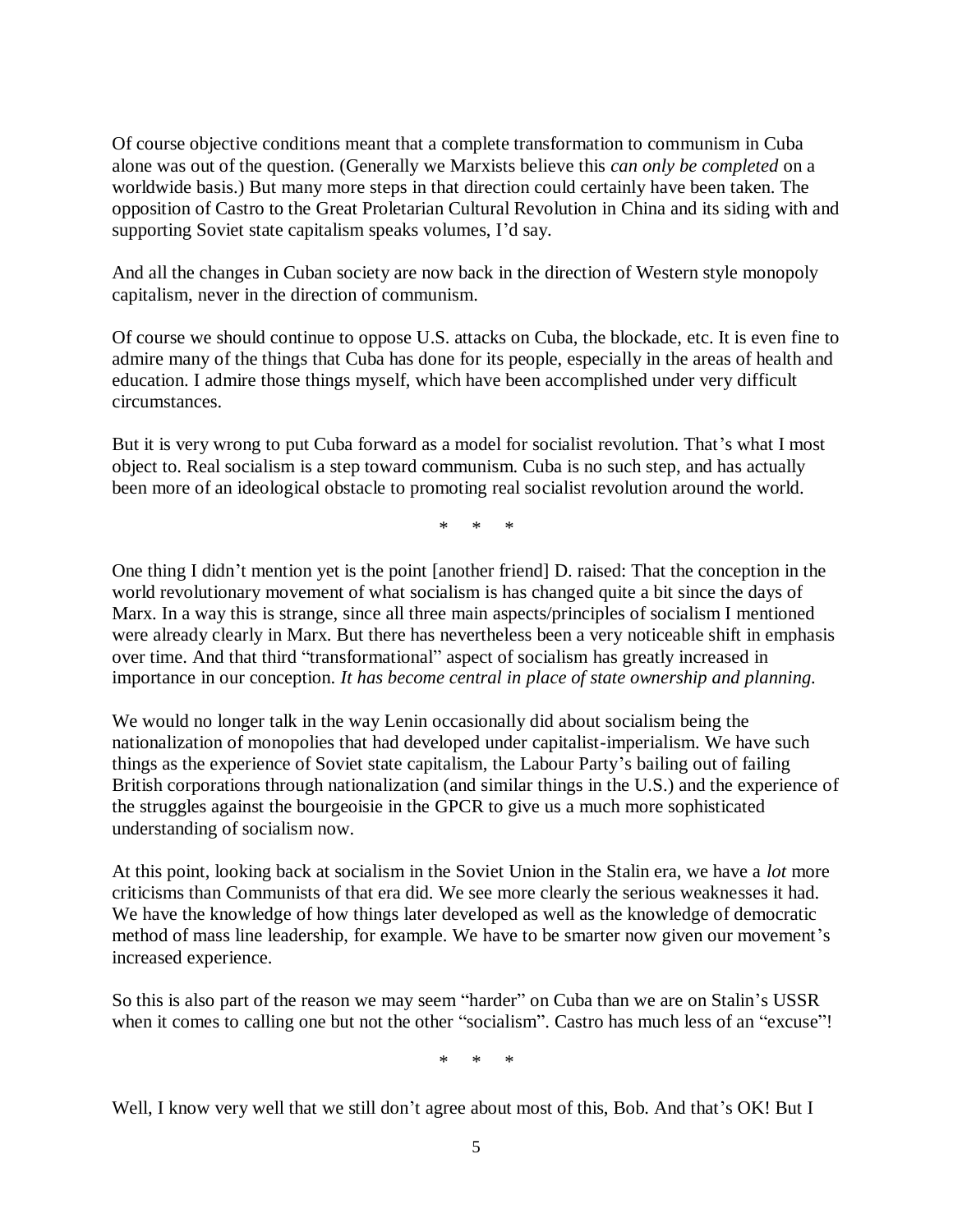Of course objective conditions meant that a complete transformation to communism in Cuba alone was out of the question. (Generally we Marxists believe this *can only be completed* on a worldwide basis.) But many more steps in that direction could certainly have been taken. The opposition of Castro to the Great Proletarian Cultural Revolution in China and its siding with and supporting Soviet state capitalism speaks volumes, I'd say.

And all the changes in Cuban society are now back in the direction of Western style monopoly capitalism, never in the direction of communism.

Of course we should continue to oppose U.S. attacks on Cuba, the blockade, etc. It is even fine to admire many of the things that Cuba has done for its people, especially in the areas of health and education. I admire those things myself, which have been accomplished under very difficult circumstances.

But it is very wrong to put Cuba forward as a model for socialist revolution. That's what I most object to. Real socialism is a step toward communism. Cuba is no such step, and has actually been more of an ideological obstacle to promoting real socialist revolution around the world.

\* \* \*

One thing I didn't mention yet is the point [another friend] D. raised: That the conception in the world revolutionary movement of what socialism is has changed quite a bit since the days of Marx. In a way this is strange, since all three main aspects/principles of socialism I mentioned were already clearly in Marx. But there has nevertheless been a very noticeable shift in emphasis over time. And that third "transformational" aspect of socialism has greatly increased in importance in our conception. *It has become central in place of state ownership and planning.*

We would no longer talk in the way Lenin occasionally did about socialism being the nationalization of monopolies that had developed under capitalist-imperialism. We have such things as the experience of Soviet state capitalism, the Labour Party's bailing out of failing British corporations through nationalization (and similar things in the U.S.) and the experience of the struggles against the bourgeoisie in the GPCR to give us a much more sophisticated understanding of socialism now.

At this point, looking back at socialism in the Soviet Union in the Stalin era, we have a *lot* more criticisms than Communists of that era did. We see more clearly the serious weaknesses it had. We have the knowledge of how things later developed as well as the knowledge of democratic method of mass line leadership, for example. We have to be smarter now given our movement's increased experience.

So this is also part of the reason we may seem "harder" on Cuba than we are on Stalin's USSR when it comes to calling one but not the other "socialism". Castro has much less of an "excuse"!

\* \* \*

Well, I know very well that we still don't agree about most of this, Bob. And that's OK! But I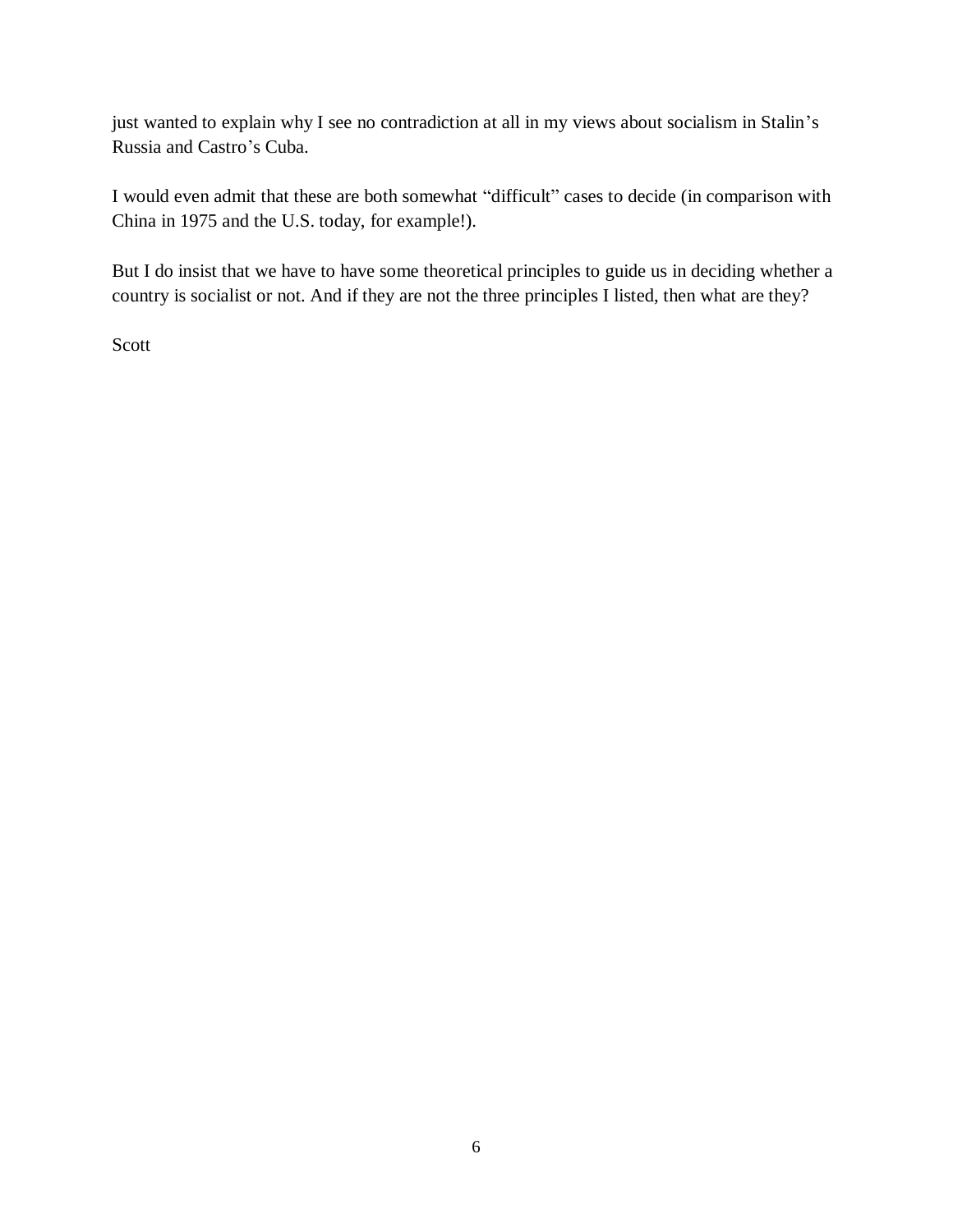just wanted to explain why I see no contradiction at all in my views about socialism in Stalin's Russia and Castro's Cuba.

I would even admit that these are both somewhat "difficult" cases to decide (in comparison with China in 1975 and the U.S. today, for example!).

But I do insist that we have to have some theoretical principles to guide us in deciding whether a country is socialist or not. And if they are not the three principles I listed, then what are they?

Scott